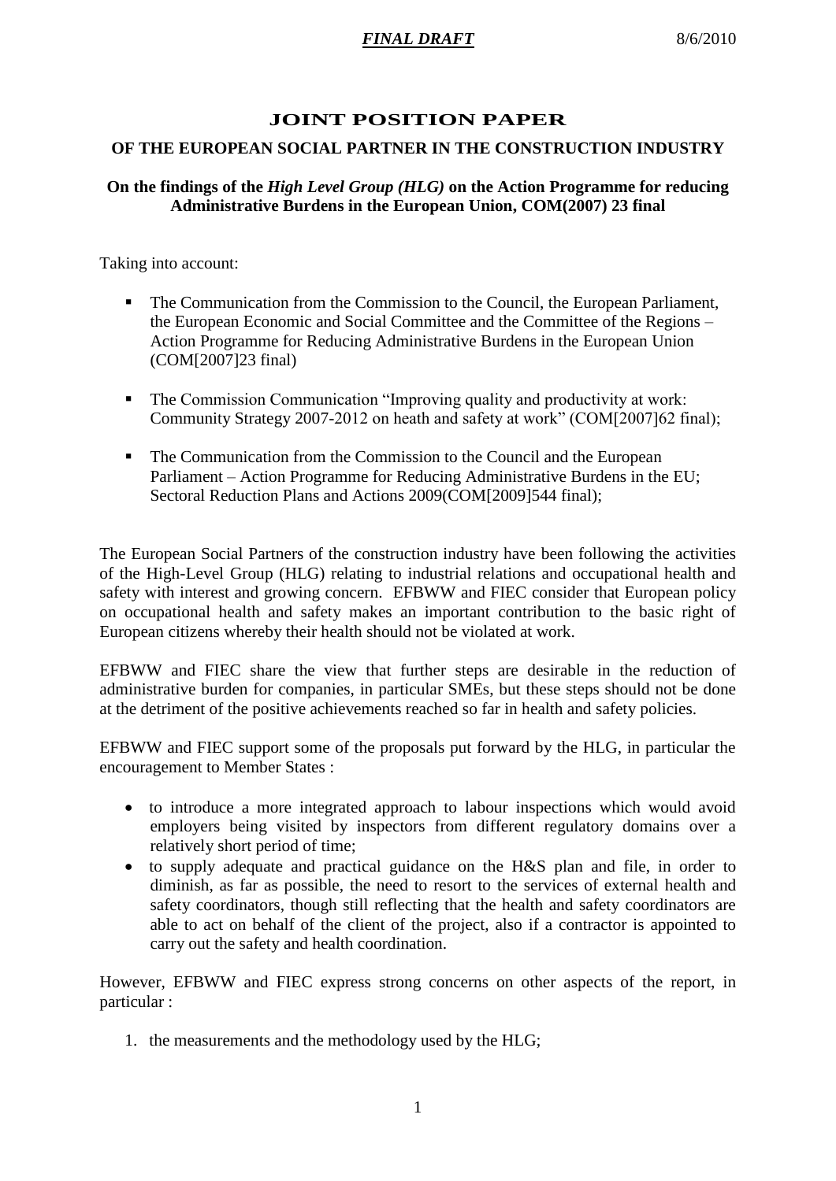***FINAL DRAFT*** 8/6/2010

# JOINT POSITION PAPER

## OF THE EUROPEAN SOCIAL PARTNER IN THE CONSTRUCTION INDUSTRY

### On the findings of the *High Level Group (HLG)* on the Action Programme for reducing Administrative Burdens in the European Union, COM(2007) 23 final

Taking into account:

- The Communication from the Commission to the Council, the European Parliament, the European Economic and Social Committee and the Committee of the Regions – Action Programme for Reducing Administrative Burdens in the European Union (COM[2007]23 final)
- The Commission Communication "Improving quality and productivity at work: Community Strategy 2007-2012 on heath and safety at work" (COM[2007]62 final);
- The Communication from the Commission to the Council and the European Parliament – Action Programme for Reducing Administrative Burdens in the EU; Sectoral Reduction Plans and Actions 2009(COM[2009]544 final);

The European Social Partners of the construction industry have been following the activities of the High-Level Group (HLG) relating to industrial relations and occupational health and safety with interest and growing concern. EFBWW and FIEC consider that European policy on occupational health and safety makes an important contribution to the basic right of European citizens whereby their health should not be violated at work.

EFBWW and FIEC share the view that further steps are desirable in the reduction of administrative burden for companies, in particular SMEs, but these steps should not be done at the detriment of the positive achievements reached so far in health and safety policies.

EFBWW and FIEC support some of the proposals put forward by the HLG, in particular the encouragement to Member States :

- to introduce a more integrated approach to labour inspections which would avoid employers being visited by inspectors from different regulatory domains over a relatively short period of time;
- to supply adequate and practical guidance on the H&S plan and file, in order to diminish, as far as possible, the need to resort to the services of external health and safety coordinators, though still reflecting that the health and safety coordinators are able to act on behalf of the client of the project, also if a contractor is appointed to carry out the safety and health coordination.

However, EFBWW and FIEC express strong concerns on other aspects of the report, in particular :

1. the measurements and the methodology used by the HLG;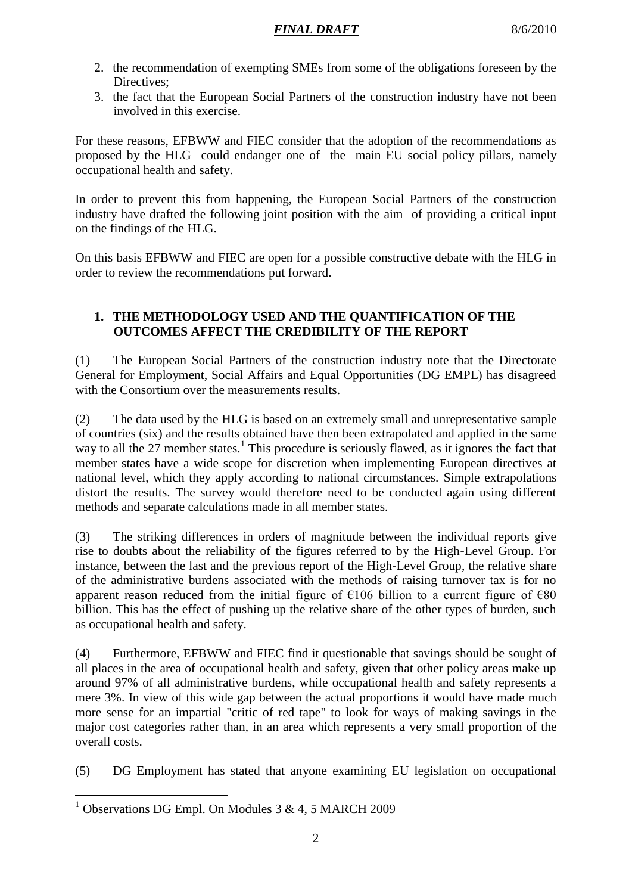2. the recommendation of exempting SMEs from some of the obligations foreseen by the Directives;
3. the fact that the European Social Partners of the construction industry have not been involved in this exercise.

For these reasons, EFBWW and FIEC consider that the adoption of the recommendations as proposed by the HLG could endanger one of the main EU social policy pillars, namely occupational health and safety.

In order to prevent this from happening, the European Social Partners of the construction industry have drafted the following joint position with the aim of providing a critical input on the findings of the HLG.

On this basis EFBWW and FIEC are open for a possible constructive debate with the HLG in order to review the recommendations put forward.

## 1. THE METHODOLOGY USED AND THE QUANTIFICATION OF THE OUTCOMES AFFECT THE CREDIBILITY OF THE REPORT

(1) The European Social Partners of the construction industry note that the Directorate General for Employment, Social Affairs and Equal Opportunities (DG EMPL) has disagreed with the Consortium over the measurements results.

(2) The data used by the HLG is based on an extremely small and unrepresentative sample of countries (six) and the results obtained have then been extrapolated and applied in the same way to all the 27 member states.[1] This procedure is seriously flawed, as it ignores the fact that member states have a wide scope for discretion when implementing European directives at national level, which they apply according to national circumstances. Simple extrapolations distort the results. The survey would therefore need to be conducted again using different methods and separate calculations made in all member states.

(3) The striking differences in orders of magnitude between the individual reports give rise to doubts about the reliability of the figures referred to by the High-Level Group. For instance, between the last and the previous report of the High-Level Group, the relative share of the administrative burdens associated with the methods of raising turnover tax is for no apparent reason reduced from the initial figure of €106 billion to a current figure of €80 billion. This has the effect of pushing up the relative share of the other types of burden, such as occupational health and safety.

(4) Furthermore, EFBWW and FIEC find it questionable that savings should be sought of all places in the area of occupational health and safety, given that other policy areas make up around 97% of all administrative burdens, while occupational health and safety represents a mere 3%. In view of this wide gap between the actual proportions it would have made much more sense for an impartial "critic of red tape" to look for ways of making savings in the major cost categories rather than, in an area which represents a very small proportion of the overall costs.

(5) DG Employment has stated that anyone examining EU legislation on occupational

---

[1] Observations DG Empl. On Modules 3 & 4, 5 MARCH 2009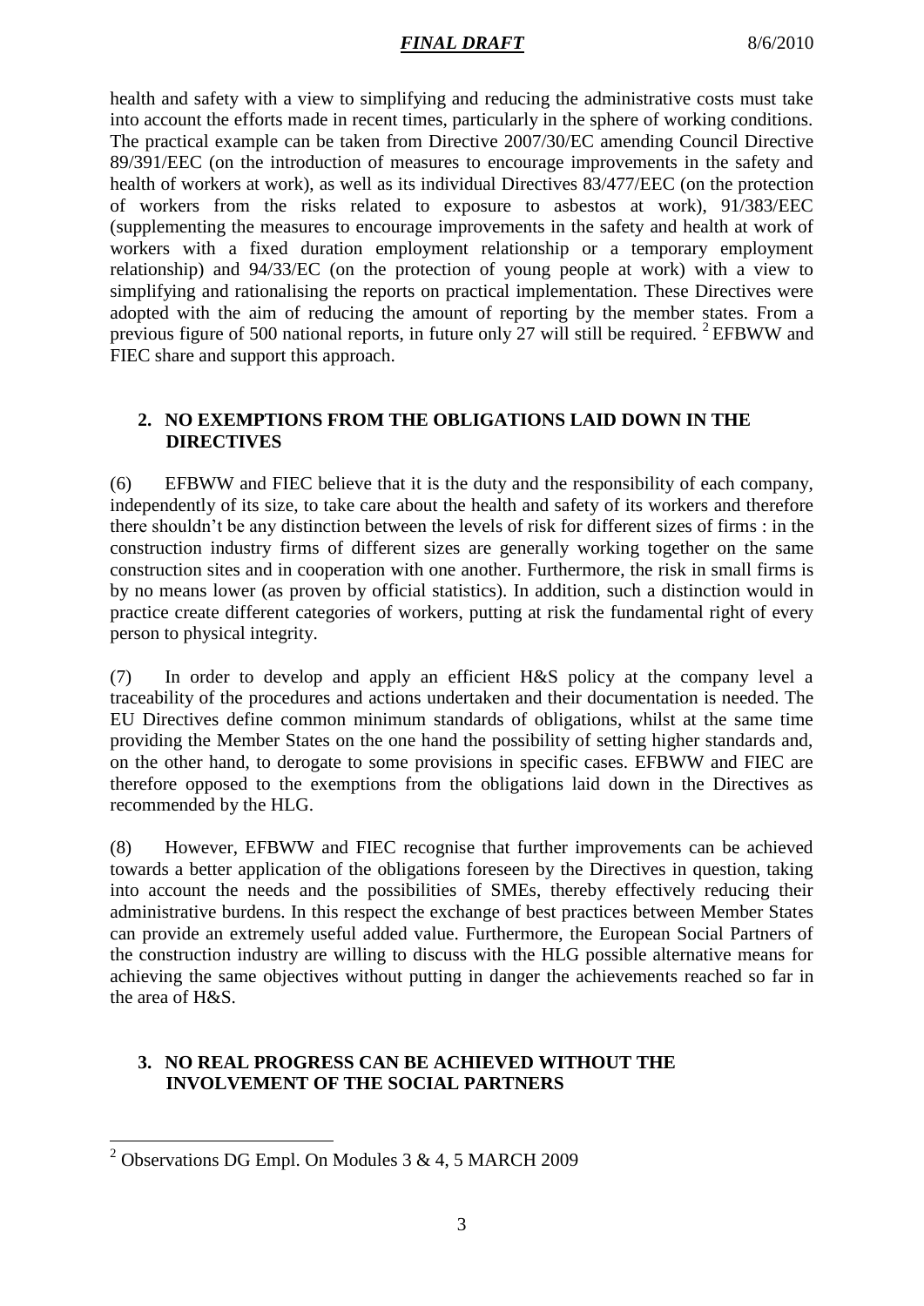health and safety with a view to simplifying and reducing the administrative costs must take into account the efforts made in recent times, particularly in the sphere of working conditions. The practical example can be taken from Directive 2007/30/EC amending Council Directive 89/391/EEC (on the introduction of measures to encourage improvements in the safety and health of workers at work), as well as its individual Directives 83/477/EEC (on the protection of workers from the risks related to exposure to asbestos at work), 91/383/EEC (supplementing the measures to encourage improvements in the safety and health at work of workers with a fixed duration employment relationship or a temporary employment relationship) and 94/33/EC (on the protection of young people at work) with a view to simplifying and rationalising the reports on practical implementation. These Directives were adopted with the aim of reducing the amount of reporting by the member states. From a previous figure of 500 national reports, in future only 27 will still be required. [2] EFBWW and FIEC share and support this approach.

## 2. NO EXEMPTIONS FROM THE OBLIGATIONS LAID DOWN IN THE DIRECTIVES

(6) EFBWW and FIEC believe that it is the duty and the responsibility of each company, independently of its size, to take care about the health and safety of its workers and therefore there shouldn't be any distinction between the levels of risk for different sizes of firms : in the construction industry firms of different sizes are generally working together on the same construction sites and in cooperation with one another. Furthermore, the risk in small firms is by no means lower (as proven by official statistics). In addition, such a distinction would in practice create different categories of workers, putting at risk the fundamental right of every person to physical integrity.

(7) In order to develop and apply an efficient H&S policy at the company level a traceability of the procedures and actions undertaken and their documentation is needed. The EU Directives define common minimum standards of obligations, whilst at the same time providing the Member States on the one hand the possibility of setting higher standards and, on the other hand, to derogate to some provisions in specific cases. EFBWW and FIEC are therefore opposed to the exemptions from the obligations laid down in the Directives as recommended by the HLG.

(8) However, EFBWW and FIEC recognise that further improvements can be achieved towards a better application of the obligations foreseen by the Directives in question, taking into account the needs and the possibilities of SMEs, thereby effectively reducing their administrative burdens. In this respect the exchange of best practices between Member States can provide an extremely useful added value. Furthermore, the European Social Partners of the construction industry are willing to discuss with the HLG possible alternative means for achieving the same objectives without putting in danger the achievements reached so far in the area of H&S.

## 3. NO REAL PROGRESS CAN BE ACHIEVED WITHOUT THE INVOLVEMENT OF THE SOCIAL PARTNERS

---

[2] Observations DG Empl. On Modules 3 & 4, 5 MARCH 2009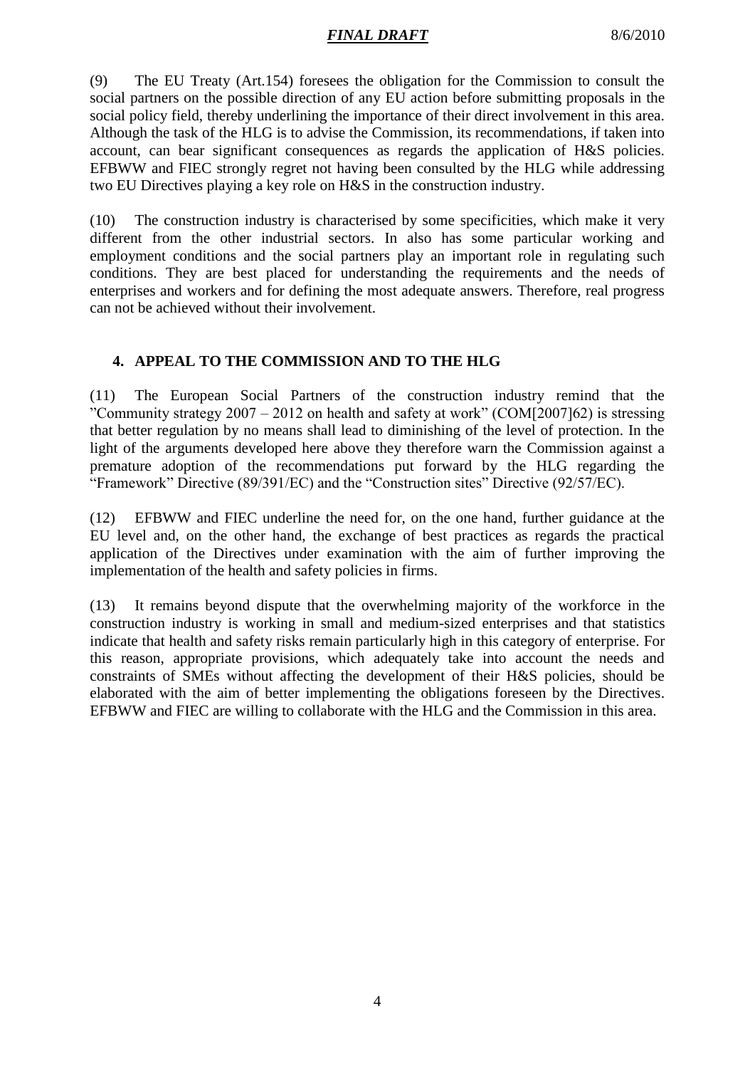(9) The EU Treaty (Art.154) foresees the obligation for the Commission to consult the social partners on the possible direction of any EU action before submitting proposals in the social policy field, thereby underlining the importance of their direct involvement in this area. Although the task of the HLG is to advise the Commission, its recommendations, if taken into account, can bear significant consequences as regards the application of H&S policies. EFBWW and FIEC strongly regret not having been consulted by the HLG while addressing two EU Directives playing a key role on H&S in the construction industry.

(10) The construction industry is characterised by some specificities, which make it very different from the other industrial sectors. In also has some particular working and employment conditions and the social partners play an important role in regulating such conditions. They are best placed for understanding the requirements and the needs of enterprises and workers and for defining the most adequate answers. Therefore, real progress can not be achieved without their involvement.

## 4. APPEAL TO THE COMMISSION AND TO THE HLG

(11) The European Social Partners of the construction industry remind that the "Community strategy 2007 – 2012 on health and safety at work" (COM[2007]62) is stressing that better regulation by no means shall lead to diminishing of the level of protection. In the light of the arguments developed here above they therefore warn the Commission against a premature adoption of the recommendations put forward by the HLG regarding the "Framework" Directive (89/391/EC) and the "Construction sites" Directive (92/57/EC).

(12) EFBWW and FIEC underline the need for, on the one hand, further guidance at the EU level and, on the other hand, the exchange of best practices as regards the practical application of the Directives under examination with the aim of further improving the implementation of the health and safety policies in firms.

(13) It remains beyond dispute that the overwhelming majority of the workforce in the construction industry is working in small and medium-sized enterprises and that statistics indicate that health and safety risks remain particularly high in this category of enterprise. For this reason, appropriate provisions, which adequately take into account the needs and constraints of SMEs without affecting the development of their H&S policies, should be elaborated with the aim of better implementing the obligations foreseen by the Directives. EFBWW and FIEC are willing to collaborate with the HLG and the Commission in this area.